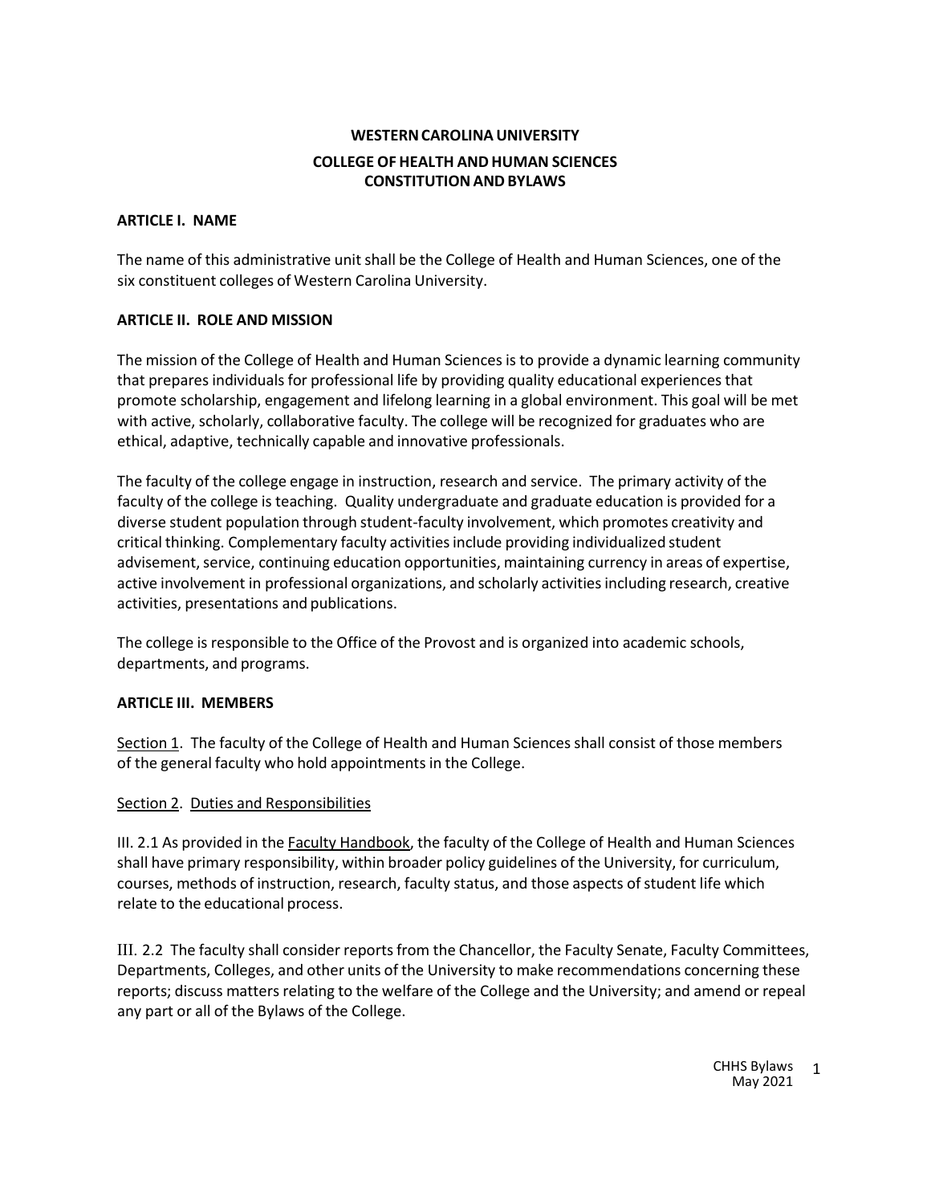# WESTERN CAROLINA UNIVERSITY

## COLLEGE OF HEALTH AND HUMAN SCIENCES
## CONSTITUTION AND BYLAWS

### ARTICLE I. NAME

The name of this administrative unit shall be the College of Health and Human Sciences, one of the six constituent colleges of Western Carolina University.

### ARTICLE II. ROLE AND MISSION

The mission of the College of Health and Human Sciences is to provide a dynamic learning community that prepares individuals for professional life by providing quality educational experiences that promote scholarship, engagement and lifelong learning in a global environment. This goal will be met with active, scholarly, collaborative faculty. The college will be recognized for graduates who are ethical, adaptive, technically capable and innovative professionals.

The faculty of the college engage in instruction, research and service. The primary activity of the faculty of the college is teaching. Quality undergraduate and graduate education is provided for a diverse student population through student-faculty involvement, which promotes creativity and critical thinking. Complementary faculty activities include providing individualized student advisement, service, continuing education opportunities, maintaining currency in areas of expertise, active involvement in professional organizations, and scholarly activities including research, creative activities, presentations and publications.

The college is responsible to the Office of the Provost and is organized into academic schools, departments, and programs.

### ARTICLE III. MEMBERS

<u>Section 1</u>. The faculty of the College of Health and Human Sciences shall consist of those members of the general faculty who hold appointments in the College.

<u>Section 2</u>. <u>Duties and Responsibilities</u>

III. 2.1 As provided in the <u>Faculty Handbook</u>, the faculty of the College of Health and Human Sciences shall have primary responsibility, within broader policy guidelines of the University, for curriculum, courses, methods of instruction, research, faculty status, and those aspects of student life which relate to the educational process.

III. 2.2 The faculty shall consider reports from the Chancellor, the Faculty Senate, Faculty Committees, Departments, Colleges, and other units of the University to make recommendations concerning these reports; discuss matters relating to the welfare of the College and the University; and amend or repeal any part or all of the Bylaws of the College.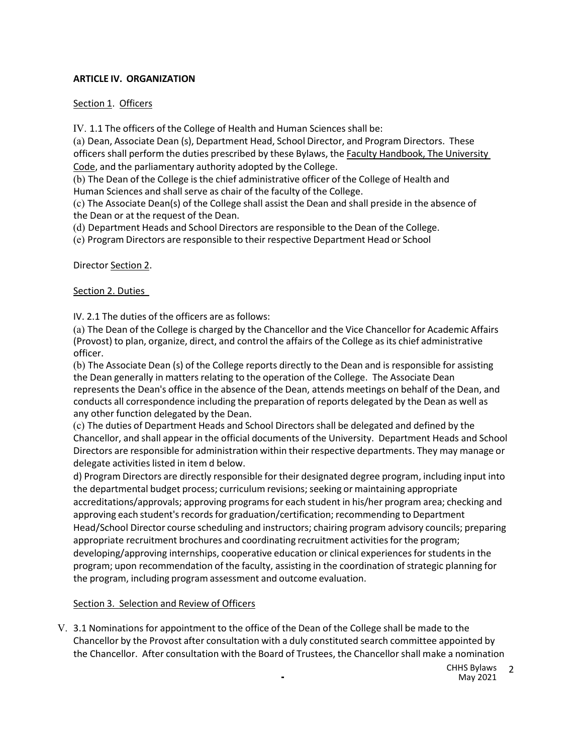**ARTICLE IV. ORGANIZATION**

Section 1. Officers

IV. 1.1 The officers of the College of Health and Human Sciences shall be:

(a) Dean, Associate Dean (s), Department Head, School Director, and Program Directors. These officers shall perform the duties prescribed by these Bylaws, the Faculty Handbook, The University Code, and the parliamentary authority adopted by the College.

(b) The Dean of the College is the chief administrative officer of the College of Health and Human Sciences and shall serve as chair of the faculty of the College.

(c) The Associate Dean(s) of the College shall assist the Dean and shall preside in the absence of the Dean or at the request of the Dean.

(d) Department Heads and School Directors are responsible to the Dean of the College.

(e) Program Directors are responsible to their respective Department Head or School

Director Section 2.

Section 2. Duties

IV. 2.1 The duties of the officers are as follows:

(a) The Dean of the College is charged by the Chancellor and the Vice Chancellor for Academic Affairs (Provost) to plan, organize, direct, and control the affairs of the College as its chief administrative officer.

(b) The Associate Dean (s) of the College reports directly to the Dean and is responsible for assisting the Dean generally in matters relating to the operation of the College. The Associate Dean represents the Dean's office in the absence of the Dean, attends meetings on behalf of the Dean, and conducts all correspondence including the preparation of reports delegated by the Dean as well as any other function delegated by the Dean.

(c) The duties of Department Heads and School Directors shall be delegated and defined by the Chancellor, and shall appear in the official documents of the University. Department Heads and School Directors are responsible for administration within their respective departments. They may manage or delegate activities listed in item d below.

d) Program Directors are directly responsible for their designated degree program, including input into the departmental budget process; curriculum revisions; seeking or maintaining appropriate accreditations/approvals; approving programs for each student in his/her program area; checking and approving each student's records for graduation/certification; recommending to Department Head/School Director course scheduling and instructors; chairing program advisory councils; preparing appropriate recruitment brochures and coordinating recruitment activities for the program; developing/approving internships, cooperative education or clinical experiences for students in the program; upon recommendation of the faculty, assisting in the coordination of strategic planning for the program, including program assessment and outcome evaluation.

Section 3. Selection and Review of Officers

V. 3.1 Nominations for appointment to the office of the Dean of the College shall be made to the Chancellor by the Provost after consultation with a duly constituted search committee appointed by the Chancellor. After consultation with the Board of Trustees, the Chancellor shall make a nomination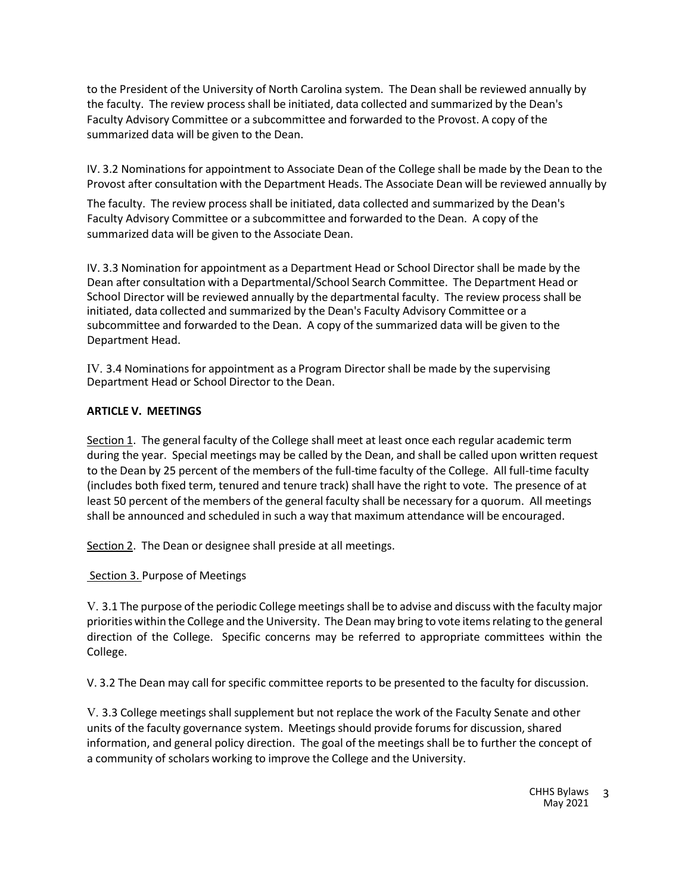to the President of the University of North Carolina system. The Dean shall be reviewed annually by the faculty. The review process shall be initiated, data collected and summarized by the Dean's Faculty Advisory Committee or a subcommittee and forwarded to the Provost. A copy of the summarized data will be given to the Dean.

IV. 3.2 Nominations for appointment to Associate Dean of the College shall be made by the Dean to the Provost after consultation with the Department Heads. The Associate Dean will be reviewed annually by The faculty. The review process shall be initiated, data collected and summarized by the Dean's Faculty Advisory Committee or a subcommittee and forwarded to the Dean. A copy of the summarized data will be given to the Associate Dean.

IV. 3.3 Nomination for appointment as a Department Head or School Director shall be made by the Dean after consultation with a Departmental/School Search Committee. The Department Head or School Director will be reviewed annually by the departmental faculty. The review process shall be initiated, data collected and summarized by the Dean's Faculty Advisory Committee or a subcommittee and forwarded to the Dean. A copy of the summarized data will be given to the Department Head.

IV. 3.4 Nominations for appointment as a Program Director shall be made by the supervising Department Head or School Director to the Dean.

## ARTICLE V. MEETINGS

Section 1. The general faculty of the College shall meet at least once each regular academic term during the year. Special meetings may be called by the Dean, and shall be called upon written request to the Dean by 25 percent of the members of the full-time faculty of the College. All full-time faculty (includes both fixed term, tenured and tenure track) shall have the right to vote. The presence of at least 50 percent of the members of the general faculty shall be necessary for a quorum. All meetings shall be announced and scheduled in such a way that maximum attendance will be encouraged.

Section 2. The Dean or designee shall preside at all meetings.

Section 3. Purpose of Meetings

V. 3.1 The purpose of the periodic College meetings shall be to advise and discuss with the faculty major priorities within the College and the University. The Dean may bring to vote items relating to the general direction of the College. Specific concerns may be referred to appropriate committees within the College.

V. 3.2 The Dean may call for specific committee reports to be presented to the faculty for discussion.

V. 3.3 College meetings shall supplement but not replace the work of the Faculty Senate and other units of the faculty governance system. Meetings should provide forums for discussion, shared information, and general policy direction. The goal of the meetings shall be to further the concept of a community of scholars working to improve the College and the University.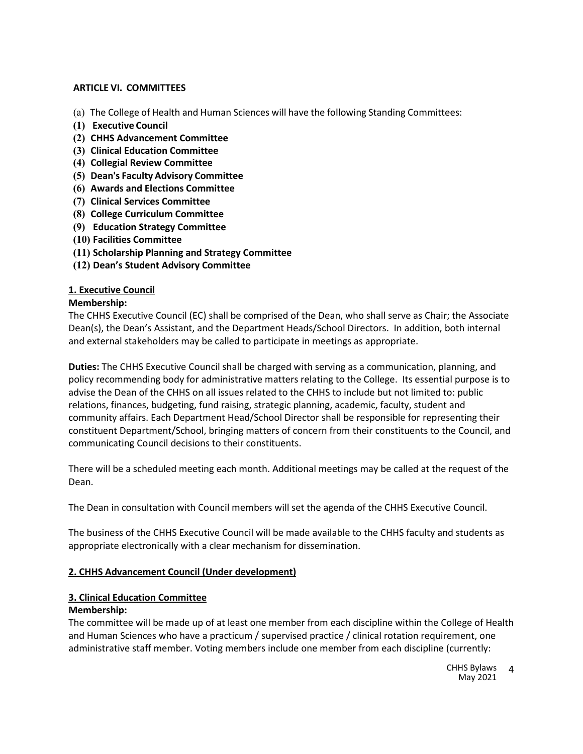## ARTICLE VI. COMMITTEES

(a) The College of Health and Human Sciences will have the following Standing Committees:

**(1) Executive Council**
**(2) CHHS Advancement Committee**
**(3) Clinical Education Committee**
**(4) Collegial Review Committee**
**(5) Dean's Faculty Advisory Committee**
**(6) Awards and Elections Committee**
**(7) Clinical Services Committee**
**(8) College Curriculum Committee**
**(9) Education Strategy Committee**
**(10) Facilities Committee**
**(11) Scholarship Planning and Strategy Committee**
**(12) Dean's Student Advisory Committee**

### 1. Executive Council

**Membership:**

The CHHS Executive Council (EC) shall be comprised of the Dean, who shall serve as Chair; the Associate Dean(s), the Dean's Assistant, and the Department Heads/School Directors. In addition, both internal and external stakeholders may be called to participate in meetings as appropriate.

**Duties:** The CHHS Executive Council shall be charged with serving as a communication, planning, and policy recommending body for administrative matters relating to the College. Its essential purpose is to advise the Dean of the CHHS on all issues related to the CHHS to include but not limited to: public relations, finances, budgeting, fund raising, strategic planning, academic, faculty, student and community affairs. Each Department Head/School Director shall be responsible for representing their constituent Department/School, bringing matters of concern from their constituents to the Council, and communicating Council decisions to their constituents.

There will be a scheduled meeting each month. Additional meetings may be called at the request of the Dean.

The Dean in consultation with Council members will set the agenda of the CHHS Executive Council.

The business of the CHHS Executive Council will be made available to the CHHS faculty and students as appropriate electronically with a clear mechanism for dissemination.

### 2. CHHS Advancement Council (Under development)

### 3. Clinical Education Committee

**Membership:**

The committee will be made up of at least one member from each discipline within the College of Health and Human Sciences who have a practicum / supervised practice / clinical rotation requirement, one administrative staff member. Voting members include one member from each discipline (currently: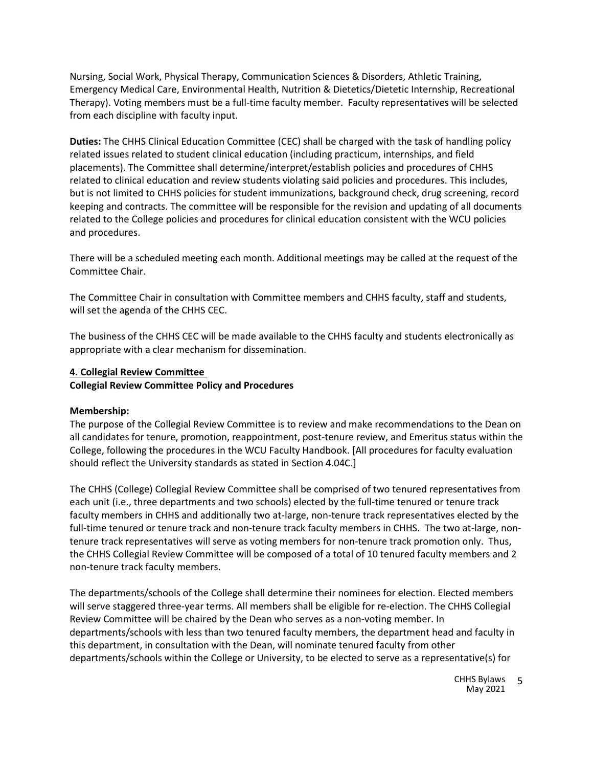Nursing, Social Work, Physical Therapy, Communication Sciences & Disorders, Athletic Training, Emergency Medical Care, Environmental Health, Nutrition & Dietetics/Dietetic Internship, Recreational Therapy). Voting members must be a full-time faculty member. Faculty representatives will be selected from each discipline with faculty input.

**Duties:** The CHHS Clinical Education Committee (CEC) shall be charged with the task of handling policy related issues related to student clinical education (including practicum, internships, and field placements). The Committee shall determine/interpret/establish policies and procedures of CHHS related to clinical education and review students violating said policies and procedures. This includes, but is not limited to CHHS policies for student immunizations, background check, drug screening, record keeping and contracts. The committee will be responsible for the revision and updating of all documents related to the College policies and procedures for clinical education consistent with the WCU policies and procedures.

There will be a scheduled meeting each month. Additional meetings may be called at the request of the Committee Chair.

The Committee Chair in consultation with Committee members and CHHS faculty, staff and students, will set the agenda of the CHHS CEC.

The business of the CHHS CEC will be made available to the CHHS faculty and students electronically as appropriate with a clear mechanism for dissemination.

### 4. Collegial Review Committee

**Collegial Review Committee Policy and Procedures**

**Membership:**

The purpose of the Collegial Review Committee is to review and make recommendations to the Dean on all candidates for tenure, promotion, reappointment, post-tenure review, and Emeritus status within the College, following the procedures in the WCU Faculty Handbook. [All procedures for faculty evaluation should reflect the University standards as stated in Section 4.04C.]

The CHHS (College) Collegial Review Committee shall be comprised of two tenured representatives from each unit (i.e., three departments and two schools) elected by the full-time tenured or tenure track faculty members in CHHS and additionally two at-large, non-tenure track representatives elected by the full-time tenured or tenure track and non-tenure track faculty members in CHHS. The two at-large, non-tenure track representatives will serve as voting members for non-tenure track promotion only. Thus, the CHHS Collegial Review Committee will be composed of a total of 10 tenured faculty members and 2 non-tenure track faculty members.

The departments/schools of the College shall determine their nominees for election. Elected members will serve staggered three-year terms. All members shall be eligible for re-election. The CHHS Collegial Review Committee will be chaired by the Dean who serves as a non-voting member. In departments/schools with less than two tenured faculty members, the department head and faculty in this department, in consultation with the Dean, will nominate tenured faculty from other departments/schools within the College or University, to be elected to serve as a representative(s) for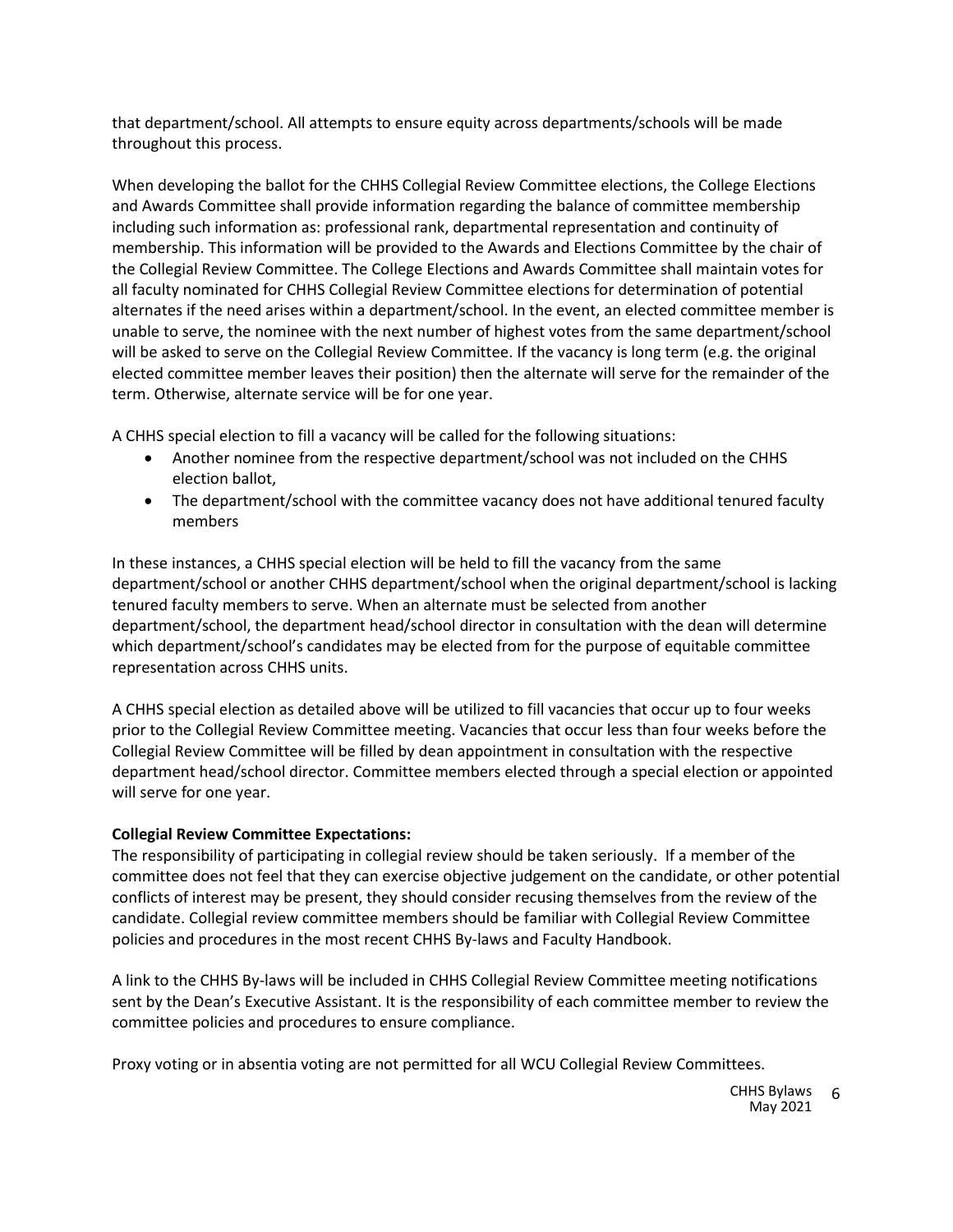that department/school. All attempts to ensure equity across departments/schools will be made throughout this process.

When developing the ballot for the CHHS Collegial Review Committee elections, the College Elections and Awards Committee shall provide information regarding the balance of committee membership including such information as: professional rank, departmental representation and continuity of membership. This information will be provided to the Awards and Elections Committee by the chair of the Collegial Review Committee. The College Elections and Awards Committee shall maintain votes for all faculty nominated for CHHS Collegial Review Committee elections for determination of potential alternates if the need arises within a department/school. In the event, an elected committee member is unable to serve, the nominee with the next number of highest votes from the same department/school will be asked to serve on the Collegial Review Committee. If the vacancy is long term (e.g. the original elected committee member leaves their position) then the alternate will serve for the remainder of the term. Otherwise, alternate service will be for one year.

A CHHS special election to fill a vacancy will be called for the following situations:

- Another nominee from the respective department/school was not included on the CHHS election ballot,
- The department/school with the committee vacancy does not have additional tenured faculty members

In these instances, a CHHS special election will be held to fill the vacancy from the same department/school or another CHHS department/school when the original department/school is lacking tenured faculty members to serve. When an alternate must be selected from another department/school, the department head/school director in consultation with the dean will determine which department/school's candidates may be elected from for the purpose of equitable committee representation across CHHS units.

A CHHS special election as detailed above will be utilized to fill vacancies that occur up to four weeks prior to the Collegial Review Committee meeting. Vacancies that occur less than four weeks before the Collegial Review Committee will be filled by dean appointment in consultation with the respective department head/school director. Committee members elected through a special election or appointed will serve for one year.

**Collegial Review Committee Expectations:**
The responsibility of participating in collegial review should be taken seriously. If a member of the committee does not feel that they can exercise objective judgement on the candidate, or other potential conflicts of interest may be present, they should consider recusing themselves from the review of the candidate. Collegial review committee members should be familiar with Collegial Review Committee policies and procedures in the most recent CHHS By-laws and Faculty Handbook.

A link to the CHHS By-laws will be included in CHHS Collegial Review Committee meeting notifications sent by the Dean's Executive Assistant. It is the responsibility of each committee member to review the committee policies and procedures to ensure compliance.

Proxy voting or in absentia voting are not permitted for all WCU Collegial Review Committees.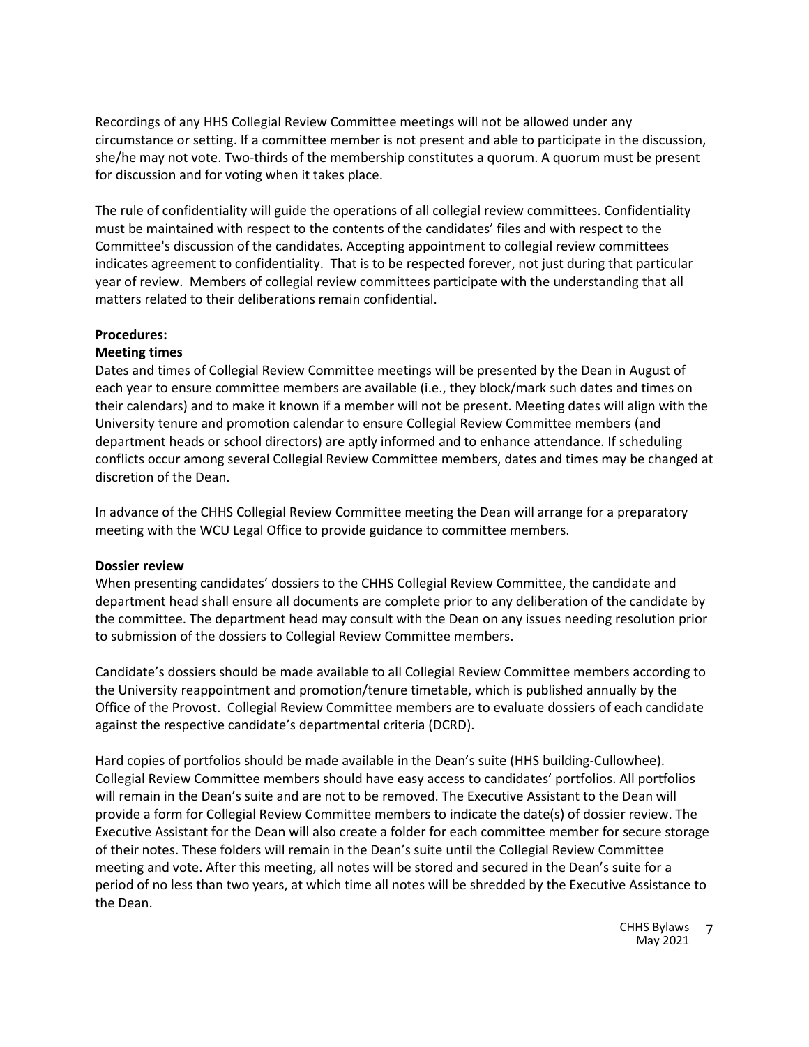Recordings of any HHS Collegial Review Committee meetings will not be allowed under any circumstance or setting. If a committee member is not present and able to participate in the discussion, she/he may not vote. Two-thirds of the membership constitutes a quorum. A quorum must be present for discussion and for voting when it takes place.

The rule of confidentiality will guide the operations of all collegial review committees. Confidentiality must be maintained with respect to the contents of the candidates' files and with respect to the Committee's discussion of the candidates. Accepting appointment to collegial review committees indicates agreement to confidentiality. That is to be respected forever, not just during that particular year of review. Members of collegial review committees participate with the understanding that all matters related to their deliberations remain confidential.

**Procedures:**

**Meeting times**

Dates and times of Collegial Review Committee meetings will be presented by the Dean in August of each year to ensure committee members are available (i.e., they block/mark such dates and times on their calendars) and to make it known if a member will not be present. Meeting dates will align with the University tenure and promotion calendar to ensure Collegial Review Committee members (and department heads or school directors) are aptly informed and to enhance attendance. If scheduling conflicts occur among several Collegial Review Committee members, dates and times may be changed at discretion of the Dean.

In advance of the CHHS Collegial Review Committee meeting the Dean will arrange for a preparatory meeting with the WCU Legal Office to provide guidance to committee members.

**Dossier review**

When presenting candidates' dossiers to the CHHS Collegial Review Committee, the candidate and department head shall ensure all documents are complete prior to any deliberation of the candidate by the committee. The department head may consult with the Dean on any issues needing resolution prior to submission of the dossiers to Collegial Review Committee members.

Candidate's dossiers should be made available to all Collegial Review Committee members according to the University reappointment and promotion/tenure timetable, which is published annually by the Office of the Provost. Collegial Review Committee members are to evaluate dossiers of each candidate against the respective candidate's departmental criteria (DCRD).

Hard copies of portfolios should be made available in the Dean's suite (HHS building-Cullowhee). Collegial Review Committee members should have easy access to candidates' portfolios. All portfolios will remain in the Dean's suite and are not to be removed. The Executive Assistant to the Dean will provide a form for Collegial Review Committee members to indicate the date(s) of dossier review. The Executive Assistant for the Dean will also create a folder for each committee member for secure storage of their notes. These folders will remain in the Dean's suite until the Collegial Review Committee meeting and vote. After this meeting, all notes will be stored and secured in the Dean's suite for a period of no less than two years, at which time all notes will be shredded by the Executive Assistance to the Dean.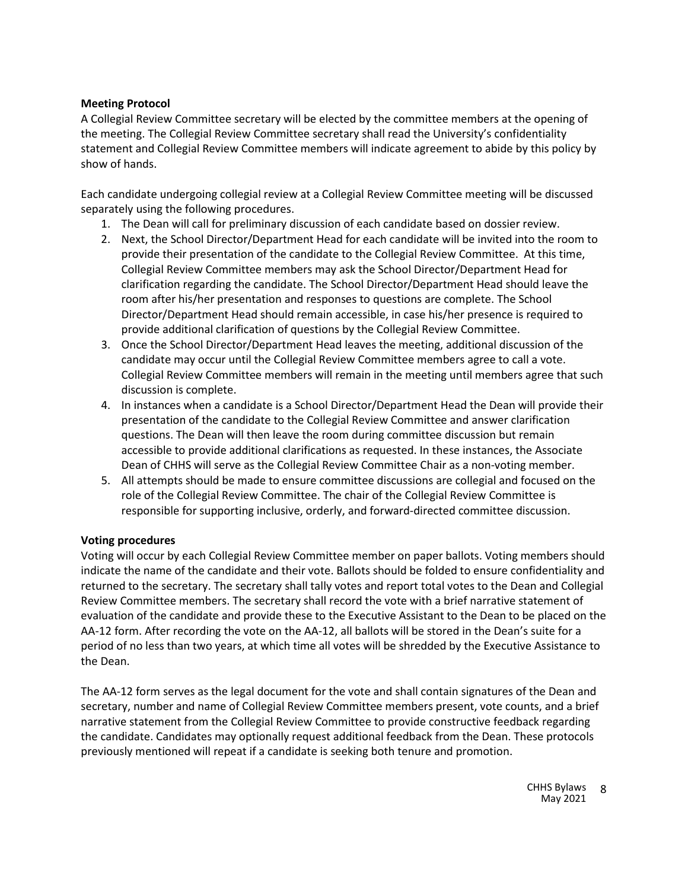**Meeting Protocol**

A Collegial Review Committee secretary will be elected by the committee members at the opening of the meeting. The Collegial Review Committee secretary shall read the University's confidentiality statement and Collegial Review Committee members will indicate agreement to abide by this policy by show of hands.

Each candidate undergoing collegial review at a Collegial Review Committee meeting will be discussed separately using the following procedures.

1. The Dean will call for preliminary discussion of each candidate based on dossier review.
2. Next, the School Director/Department Head for each candidate will be invited into the room to provide their presentation of the candidate to the Collegial Review Committee. At this time, Collegial Review Committee members may ask the School Director/Department Head for clarification regarding the candidate. The School Director/Department Head should leave the room after his/her presentation and responses to questions are complete. The School Director/Department Head should remain accessible, in case his/her presence is required to provide additional clarification of questions by the Collegial Review Committee.
3. Once the School Director/Department Head leaves the meeting, additional discussion of the candidate may occur until the Collegial Review Committee members agree to call a vote. Collegial Review Committee members will remain in the meeting until members agree that such discussion is complete.
4. In instances when a candidate is a School Director/Department Head the Dean will provide their presentation of the candidate to the Collegial Review Committee and answer clarification questions. The Dean will then leave the room during committee discussion but remain accessible to provide additional clarifications as requested. In these instances, the Associate Dean of CHHS will serve as the Collegial Review Committee Chair as a non-voting member.
5. All attempts should be made to ensure committee discussions are collegial and focused on the role of the Collegial Review Committee. The chair of the Collegial Review Committee is responsible for supporting inclusive, orderly, and forward-directed committee discussion.

**Voting procedures**

Voting will occur by each Collegial Review Committee member on paper ballots. Voting members should indicate the name of the candidate and their vote. Ballots should be folded to ensure confidentiality and returned to the secretary. The secretary shall tally votes and report total votes to the Dean and Collegial Review Committee members. The secretary shall record the vote with a brief narrative statement of evaluation of the candidate and provide these to the Executive Assistant to the Dean to be placed on the AA-12 form. After recording the vote on the AA-12, all ballots will be stored in the Dean's suite for a period of no less than two years, at which time all votes will be shredded by the Executive Assistance to the Dean.

The AA-12 form serves as the legal document for the vote and shall contain signatures of the Dean and secretary, number and name of Collegial Review Committee members present, vote counts, and a brief narrative statement from the Collegial Review Committee to provide constructive feedback regarding the candidate. Candidates may optionally request additional feedback from the Dean. These protocols previously mentioned will repeat if a candidate is seeking both tenure and promotion.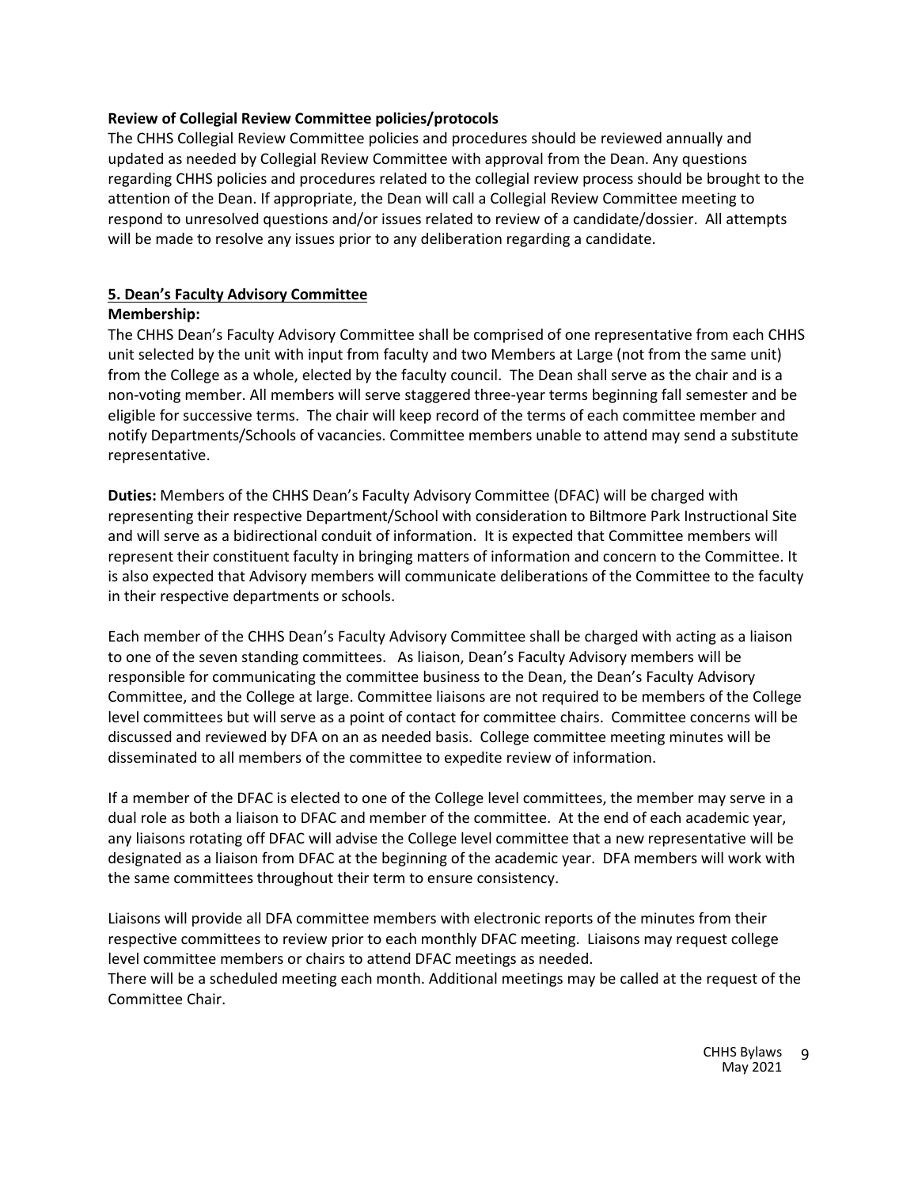**Review of Collegial Review Committee policies/protocols**

The CHHS Collegial Review Committee policies and procedures should be reviewed annually and updated as needed by Collegial Review Committee with approval from the Dean. Any questions regarding CHHS policies and procedures related to the collegial review process should be brought to the attention of the Dean. If appropriate, the Dean will call a Collegial Review Committee meeting to respond to unresolved questions and/or issues related to review of a candidate/dossier. All attempts will be made to resolve any issues prior to any deliberation regarding a candidate.

## 5. Dean's Faculty Advisory Committee

**Membership:**

The CHHS Dean's Faculty Advisory Committee shall be comprised of one representative from each CHHS unit selected by the unit with input from faculty and two Members at Large (not from the same unit) from the College as a whole, elected by the faculty council. The Dean shall serve as the chair and is a non-voting member. All members will serve staggered three-year terms beginning fall semester and be eligible for successive terms. The chair will keep record of the terms of each committee member and notify Departments/Schools of vacancies. Committee members unable to attend may send a substitute representative.

**Duties:** Members of the CHHS Dean's Faculty Advisory Committee (DFAC) will be charged with representing their respective Department/School with consideration to Biltmore Park Instructional Site and will serve as a bidirectional conduit of information. It is expected that Committee members will represent their constituent faculty in bringing matters of information and concern to the Committee. It is also expected that Advisory members will communicate deliberations of the Committee to the faculty in their respective departments or schools.

Each member of the CHHS Dean's Faculty Advisory Committee shall be charged with acting as a liaison to one of the seven standing committees. As liaison, Dean's Faculty Advisory members will be responsible for communicating the committee business to the Dean, the Dean's Faculty Advisory Committee, and the College at large. Committee liaisons are not required to be members of the College level committees but will serve as a point of contact for committee chairs. Committee concerns will be discussed and reviewed by DFA on an as needed basis. College committee meeting minutes will be disseminated to all members of the committee to expedite review of information.

If a member of the DFAC is elected to one of the College level committees, the member may serve in a dual role as both a liaison to DFAC and member of the committee. At the end of each academic year, any liaisons rotating off DFAC will advise the College level committee that a new representative will be designated as a liaison from DFAC at the beginning of the academic year. DFA members will work with the same committees throughout their term to ensure consistency.

Liaisons will provide all DFA committee members with electronic reports of the minutes from their respective committees to review prior to each monthly DFAC meeting. Liaisons may request college level committee members or chairs to attend DFAC meetings as needed.

There will be a scheduled meeting each month. Additional meetings may be called at the request of the Committee Chair.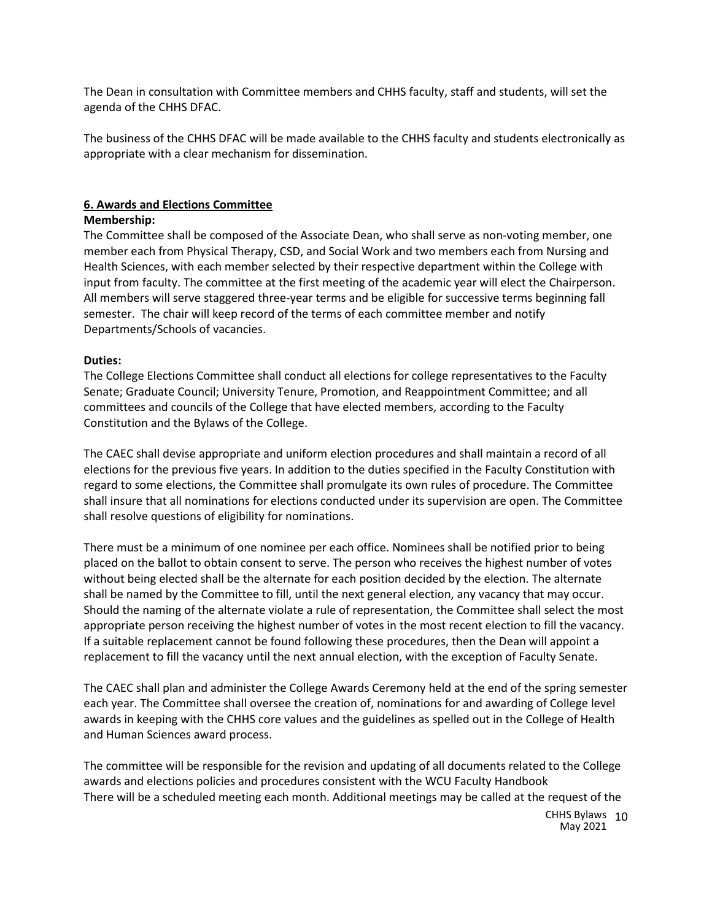The Dean in consultation with Committee members and CHHS faculty, staff and students, will set the agenda of the CHHS DFAC.

The business of the CHHS DFAC will be made available to the CHHS faculty and students electronically as appropriate with a clear mechanism for dissemination.

## 6. Awards and Elections Committee

**Membership:**

The Committee shall be composed of the Associate Dean, who shall serve as non-voting member, one member each from Physical Therapy, CSD, and Social Work and two members each from Nursing and Health Sciences, with each member selected by their respective department within the College with input from faculty. The committee at the first meeting of the academic year will elect the Chairperson. All members will serve staggered three-year terms and be eligible for successive terms beginning fall semester. The chair will keep record of the terms of each committee member and notify Departments/Schools of vacancies.

**Duties:**

The College Elections Committee shall conduct all elections for college representatives to the Faculty Senate; Graduate Council; University Tenure, Promotion, and Reappointment Committee; and all committees and councils of the College that have elected members, according to the Faculty Constitution and the Bylaws of the College.

The CAEC shall devise appropriate and uniform election procedures and shall maintain a record of all elections for the previous five years. In addition to the duties specified in the Faculty Constitution with regard to some elections, the Committee shall promulgate its own rules of procedure. The Committee shall insure that all nominations for elections conducted under its supervision are open. The Committee shall resolve questions of eligibility for nominations.

There must be a minimum of one nominee per each office. Nominees shall be notified prior to being placed on the ballot to obtain consent to serve. The person who receives the highest number of votes without being elected shall be the alternate for each position decided by the election. The alternate shall be named by the Committee to fill, until the next general election, any vacancy that may occur. Should the naming of the alternate violate a rule of representation, the Committee shall select the most appropriate person receiving the highest number of votes in the most recent election to fill the vacancy. If a suitable replacement cannot be found following these procedures, then the Dean will appoint a replacement to fill the vacancy until the next annual election, with the exception of Faculty Senate.

The CAEC shall plan and administer the College Awards Ceremony held at the end of the spring semester each year. The Committee shall oversee the creation of, nominations for and awarding of College level awards in keeping with the CHHS core values and the guidelines as spelled out in the College of Health and Human Sciences award process.

The committee will be responsible for the revision and updating of all documents related to the College awards and elections policies and procedures consistent with the WCU Faculty Handbook
There will be a scheduled meeting each month. Additional meetings may be called at the request of the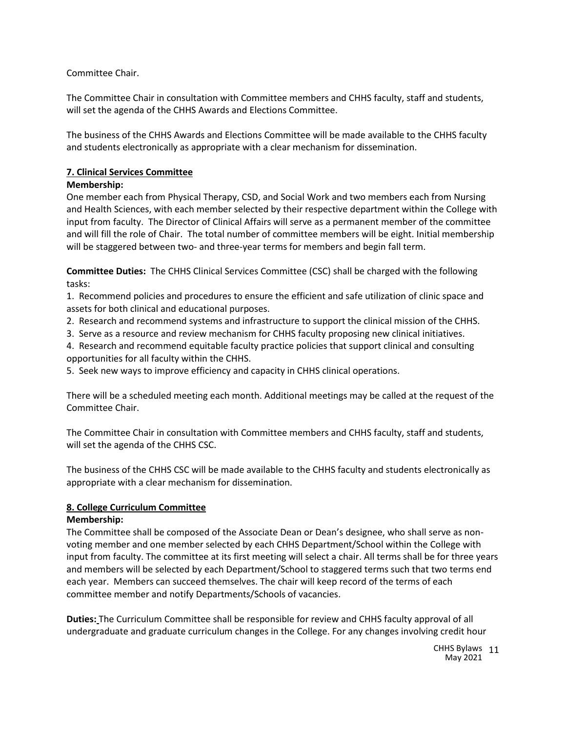Committee Chair.

The Committee Chair in consultation with Committee members and CHHS faculty, staff and students, will set the agenda of the CHHS Awards and Elections Committee.

The business of the CHHS Awards and Elections Committee will be made available to the CHHS faculty and students electronically as appropriate with a clear mechanism for dissemination.

**7. Clinical Services Committee**

**Membership:**

One member each from Physical Therapy, CSD, and Social Work and two members each from Nursing and Health Sciences, with each member selected by their respective department within the College with input from faculty. The Director of Clinical Affairs will serve as a permanent member of the committee and will fill the role of Chair. The total number of committee members will be eight. Initial membership will be staggered between two- and three-year terms for members and begin fall term.

**Committee Duties:** The CHHS Clinical Services Committee (CSC) shall be charged with the following tasks:

1. Recommend policies and procedures to ensure the efficient and safe utilization of clinic space and assets for both clinical and educational purposes.
2. Research and recommend systems and infrastructure to support the clinical mission of the CHHS.
3. Serve as a resource and review mechanism for CHHS faculty proposing new clinical initiatives.
4. Research and recommend equitable faculty practice policies that support clinical and consulting opportunities for all faculty within the CHHS.
5. Seek new ways to improve efficiency and capacity in CHHS clinical operations.

There will be a scheduled meeting each month. Additional meetings may be called at the request of the Committee Chair.

The Committee Chair in consultation with Committee members and CHHS faculty, staff and students, will set the agenda of the CHHS CSC.

The business of the CHHS CSC will be made available to the CHHS faculty and students electronically as appropriate with a clear mechanism for dissemination.

**8. College Curriculum Committee**

**Membership:**

The Committee shall be composed of the Associate Dean or Dean's designee, who shall serve as non-voting member and one member selected by each CHHS Department/School within the College with input from faculty. The committee at its first meeting will select a chair. All terms shall be for three years and members will be selected by each Department/School to staggered terms such that two terms end each year. Members can succeed themselves. The chair will keep record of the terms of each committee member and notify Departments/Schools of vacancies.

**Duties:** The Curriculum Committee shall be responsible for review and CHHS faculty approval of all undergraduate and graduate curriculum changes in the College. For any changes involving credit hour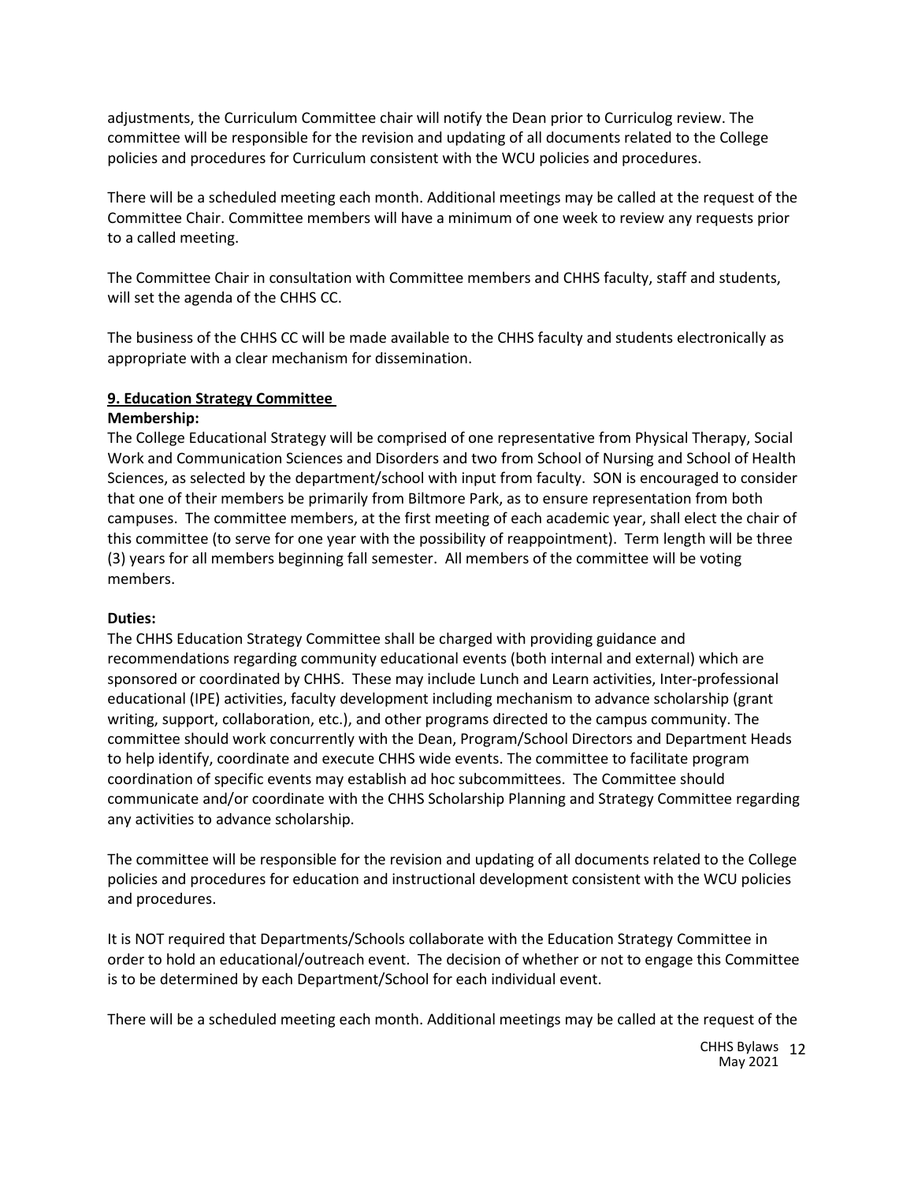adjustments, the Curriculum Committee chair will notify the Dean prior to Curriculog review. The committee will be responsible for the revision and updating of all documents related to the College policies and procedures for Curriculum consistent with the WCU policies and procedures.

There will be a scheduled meeting each month. Additional meetings may be called at the request of the Committee Chair. Committee members will have a minimum of one week to review any requests prior to a called meeting.

The Committee Chair in consultation with Committee members and CHHS faculty, staff and students, will set the agenda of the CHHS CC.

The business of the CHHS CC will be made available to the CHHS faculty and students electronically as appropriate with a clear mechanism for dissemination.

### 9. Education Strategy Committee

**Membership:**

The College Educational Strategy will be comprised of one representative from Physical Therapy, Social Work and Communication Sciences and Disorders and two from School of Nursing and School of Health Sciences, as selected by the department/school with input from faculty. SON is encouraged to consider that one of their members be primarily from Biltmore Park, as to ensure representation from both campuses. The committee members, at the first meeting of each academic year, shall elect the chair of this committee (to serve for one year with the possibility of reappointment). Term length will be three (3) years for all members beginning fall semester. All members of the committee will be voting members.

**Duties:**

The CHHS Education Strategy Committee shall be charged with providing guidance and recommendations regarding community educational events (both internal and external) which are sponsored or coordinated by CHHS. These may include Lunch and Learn activities, Inter-professional educational (IPE) activities, faculty development including mechanism to advance scholarship (grant writing, support, collaboration, etc.), and other programs directed to the campus community. The committee should work concurrently with the Dean, Program/School Directors and Department Heads to help identify, coordinate and execute CHHS wide events. The committee to facilitate program coordination of specific events may establish ad hoc subcommittees. The Committee should communicate and/or coordinate with the CHHS Scholarship Planning and Strategy Committee regarding any activities to advance scholarship.

The committee will be responsible for the revision and updating of all documents related to the College policies and procedures for education and instructional development consistent with the WCU policies and procedures.

It is NOT required that Departments/Schools collaborate with the Education Strategy Committee in order to hold an educational/outreach event. The decision of whether or not to engage this Committee is to be determined by each Department/School for each individual event.

There will be a scheduled meeting each month. Additional meetings may be called at the request of the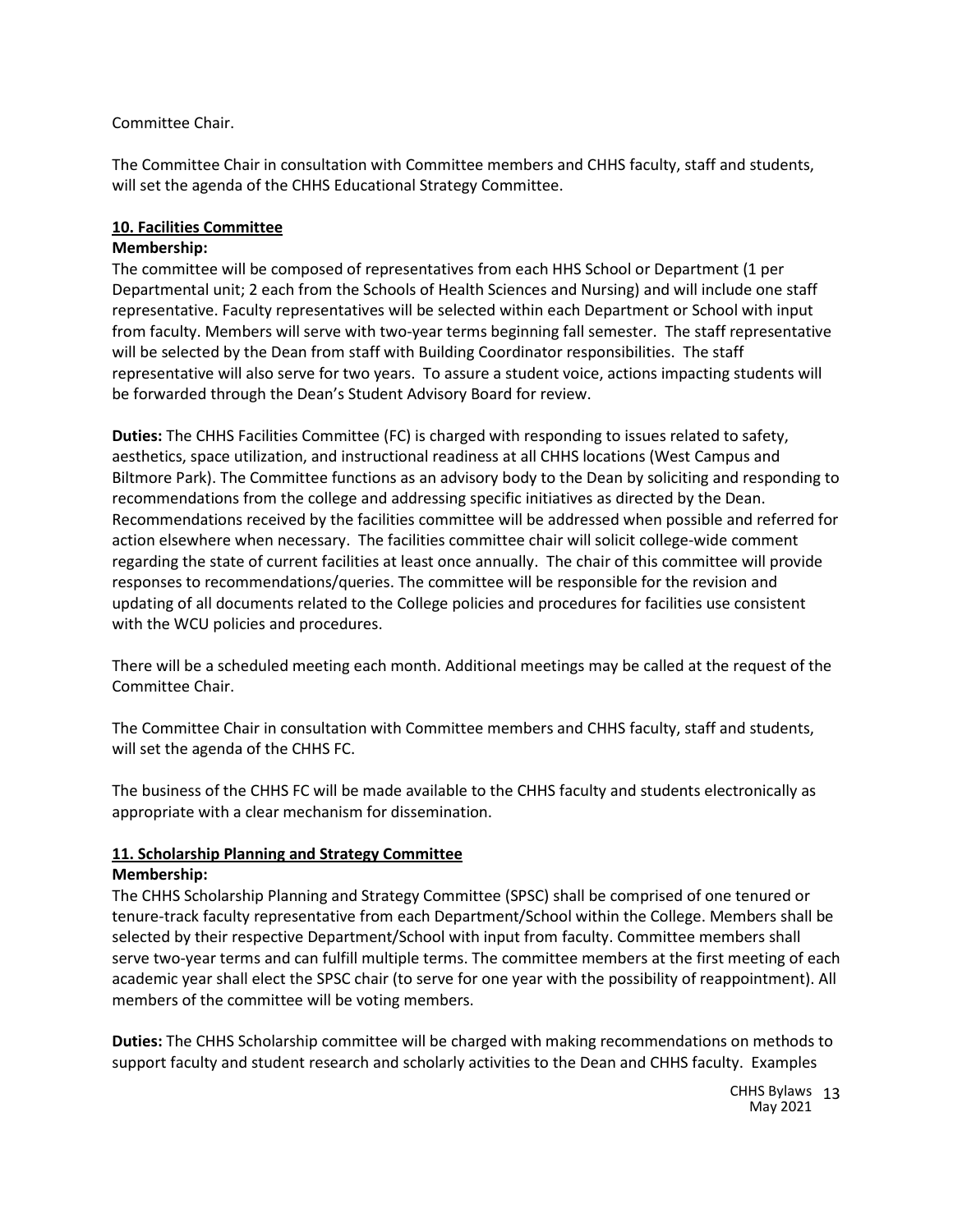Committee Chair.

The Committee Chair in consultation with Committee members and CHHS faculty, staff and students, will set the agenda of the CHHS Educational Strategy Committee.

**10. Facilities Committee**

**Membership:**

The committee will be composed of representatives from each HHS School or Department (1 per Departmental unit; 2 each from the Schools of Health Sciences and Nursing) and will include one staff representative. Faculty representatives will be selected within each Department or School with input from faculty. Members will serve with two-year terms beginning fall semester. The staff representative will be selected by the Dean from staff with Building Coordinator responsibilities. The staff representative will also serve for two years. To assure a student voice, actions impacting students will be forwarded through the Dean's Student Advisory Board for review.

**Duties:** The CHHS Facilities Committee (FC) is charged with responding to issues related to safety, aesthetics, space utilization, and instructional readiness at all CHHS locations (West Campus and Biltmore Park). The Committee functions as an advisory body to the Dean by soliciting and responding to recommendations from the college and addressing specific initiatives as directed by the Dean. Recommendations received by the facilities committee will be addressed when possible and referred for action elsewhere when necessary. The facilities committee chair will solicit college-wide comment regarding the state of current facilities at least once annually. The chair of this committee will provide responses to recommendations/queries. The committee will be responsible for the revision and updating of all documents related to the College policies and procedures for facilities use consistent with the WCU policies and procedures.

There will be a scheduled meeting each month. Additional meetings may be called at the request of the Committee Chair.

The Committee Chair in consultation with Committee members and CHHS faculty, staff and students, will set the agenda of the CHHS FC.

The business of the CHHS FC will be made available to the CHHS faculty and students electronically as appropriate with a clear mechanism for dissemination.

**11. Scholarship Planning and Strategy Committee**

**Membership:**

The CHHS Scholarship Planning and Strategy Committee (SPSC) shall be comprised of one tenured or tenure-track faculty representative from each Department/School within the College. Members shall be selected by their respective Department/School with input from faculty. Committee members shall serve two-year terms and can fulfill multiple terms. The committee members at the first meeting of each academic year shall elect the SPSC chair (to serve for one year with the possibility of reappointment). All members of the committee will be voting members.

**Duties:** The CHHS Scholarship committee will be charged with making recommendations on methods to support faculty and student research and scholarly activities to the Dean and CHHS faculty. Examples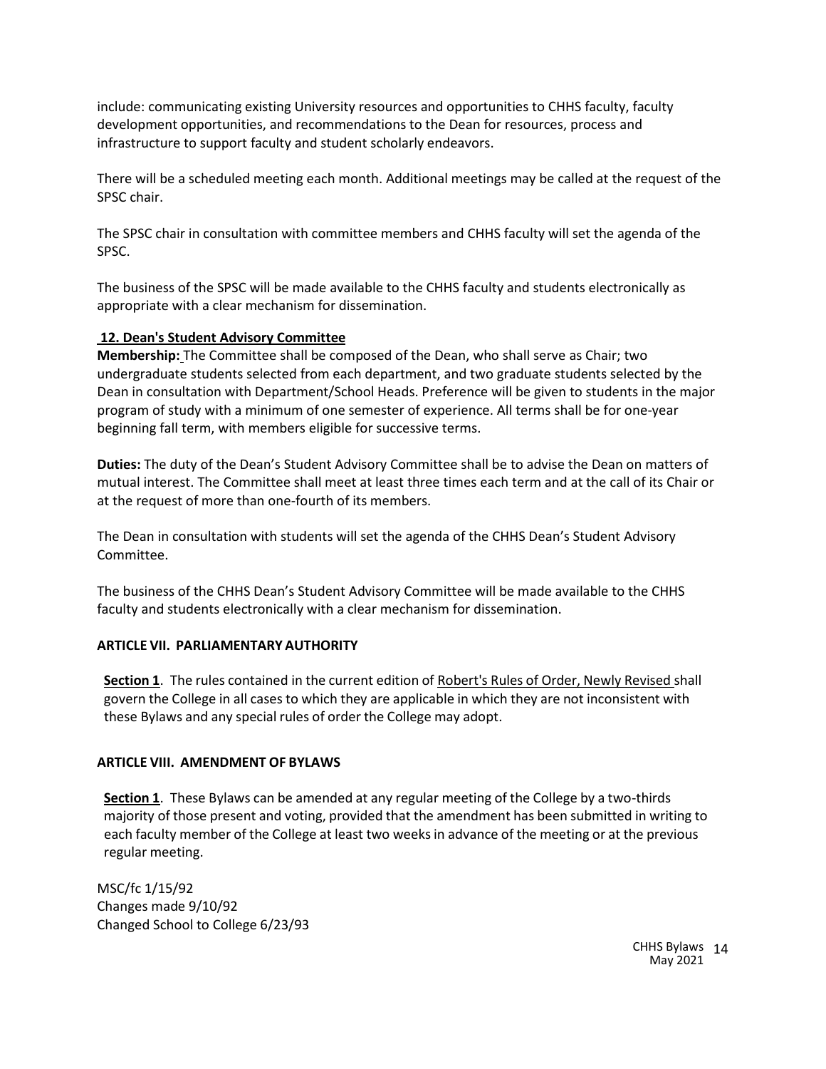include: communicating existing University resources and opportunities to CHHS faculty, faculty development opportunities, and recommendations to the Dean for resources, process and infrastructure to support faculty and student scholarly endeavors.

There will be a scheduled meeting each month. Additional meetings may be called at the request of the SPSC chair.

The SPSC chair in consultation with committee members and CHHS faculty will set the agenda of the SPSC.

The business of the SPSC will be made available to the CHHS faculty and students electronically as appropriate with a clear mechanism for dissemination.

**12. Dean's Student Advisory Committee**

**Membership:** The Committee shall be composed of the Dean, who shall serve as Chair; two undergraduate students selected from each department, and two graduate students selected by the Dean in consultation with Department/School Heads. Preference will be given to students in the major program of study with a minimum of one semester of experience. All terms shall be for one-year beginning fall term, with members eligible for successive terms.

**Duties:** The duty of the Dean's Student Advisory Committee shall be to advise the Dean on matters of mutual interest. The Committee shall meet at least three times each term and at the call of its Chair or at the request of more than one-fourth of its members.

The Dean in consultation with students will set the agenda of the CHHS Dean's Student Advisory Committee.

The business of the CHHS Dean's Student Advisory Committee will be made available to the CHHS faculty and students electronically with a clear mechanism for dissemination.

## ARTICLE VII. PARLIAMENTARY AUTHORITY

**Section 1**. The rules contained in the current edition of Robert's Rules of Order, Newly Revised shall govern the College in all cases to which they are applicable in which they are not inconsistent with these Bylaws and any special rules of order the College may adopt.

## ARTICLE VIII. AMENDMENT OF BYLAWS

**Section 1**. These Bylaws can be amended at any regular meeting of the College by a two-thirds majority of those present and voting, provided that the amendment has been submitted in writing to each faculty member of the College at least two weeks in advance of the meeting or at the previous regular meeting.

MSC/fc 1/15/92
Changes made 9/10/92
Changed School to College 6/23/93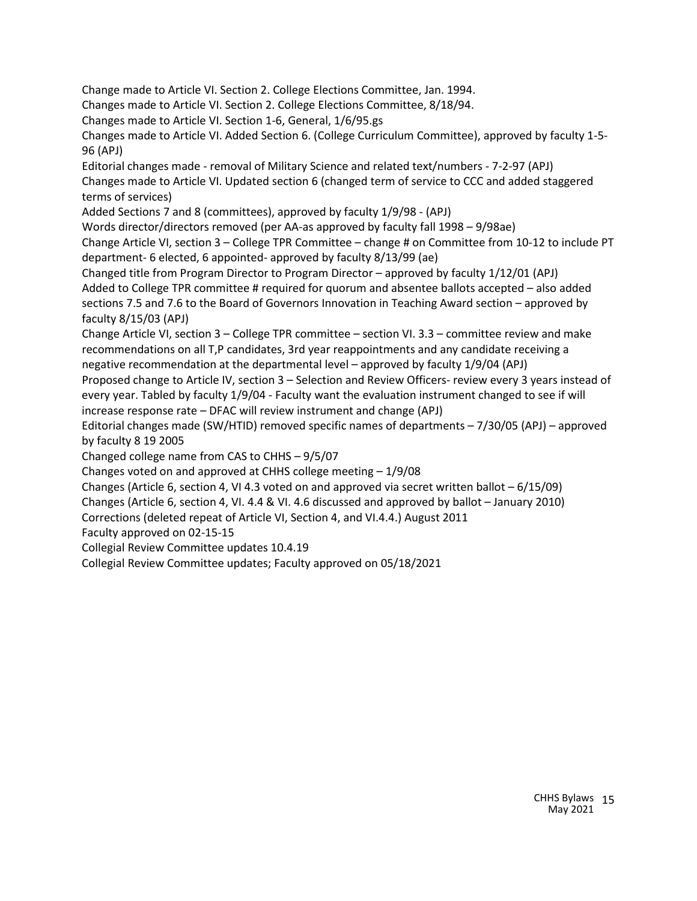Change made to Article VI. Section 2. College Elections Committee, Jan. 1994.

Changes made to Article VI. Section 2. College Elections Committee, 8/18/94.

Changes made to Article VI. Section 1-6, General, 1/6/95.gs

Changes made to Article VI. Added Section 6. (College Curriculum Committee), approved by faculty 1-5-96 (APJ)

Editorial changes made - removal of Military Science and related text/numbers - 7-2-97 (APJ)

Changes made to Article VI. Updated section 6 (changed term of service to CCC and added staggered terms of services)

Added Sections 7 and 8 (committees), approved by faculty 1/9/98 - (APJ)

Words director/directors removed (per AA-as approved by faculty fall 1998 – 9/98ae)

Change Article VI, section 3 – College TPR Committee – change # on Committee from 10-12 to include PT department- 6 elected, 6 appointed- approved by faculty 8/13/99 (ae)

Changed title from Program Director to Program Director – approved by faculty 1/12/01 (APJ)

Added to College TPR committee # required for quorum and absentee ballots accepted – also added sections 7.5 and 7.6 to the Board of Governors Innovation in Teaching Award section – approved by faculty 8/15/03 (APJ)

Change Article VI, section 3 – College TPR committee – section VI. 3.3 – committee review and make recommendations on all T,P candidates, 3rd year reappointments and any candidate receiving a negative recommendation at the departmental level – approved by faculty 1/9/04 (APJ)

Proposed change to Article IV, section 3 – Selection and Review Officers- review every 3 years instead of every year. Tabled by faculty 1/9/04 - Faculty want the evaluation instrument changed to see if will increase response rate – DFAC will review instrument and change (APJ)

Editorial changes made (SW/HTID) removed specific names of departments – 7/30/05 (APJ) – approved by faculty 8 19 2005

Changed college name from CAS to CHHS – 9/5/07

Changes voted on and approved at CHHS college meeting – 1/9/08

Changes (Article 6, section 4, VI 4.3 voted on and approved via secret written ballot – 6/15/09)

Changes (Article 6, section 4, VI. 4.4 & VI. 4.6 discussed and approved by ballot – January 2010)

Corrections (deleted repeat of Article VI, Section 4, and VI.4.4.) August 2011

Faculty approved on 02-15-15

Collegial Review Committee updates 10.4.19

Collegial Review Committee updates; Faculty approved on 05/18/2021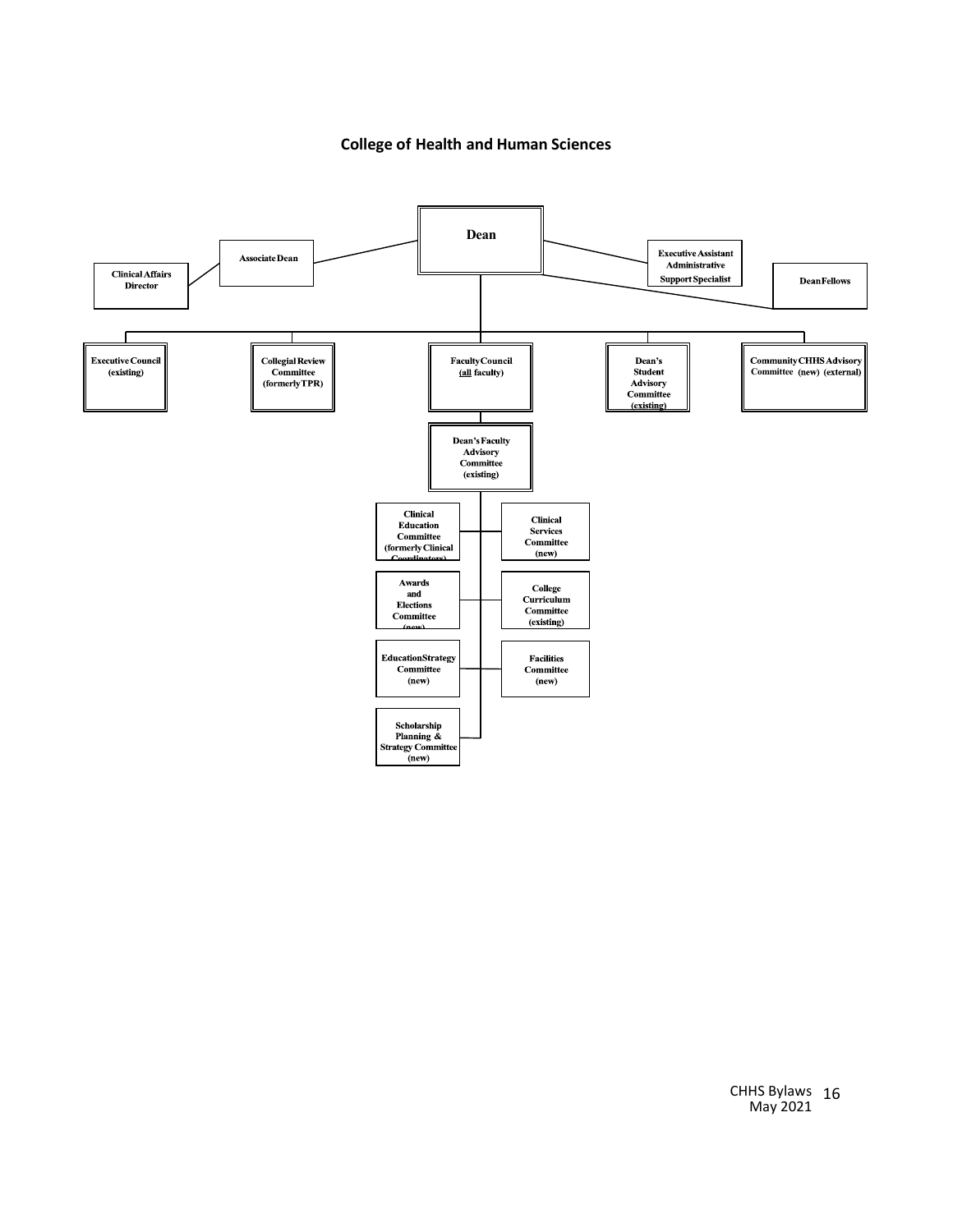## College of Health and Human Sciences

- **Dean**
  - Associate Dean
    - Clinical Affairs Director
  - Executive Assistant Administrative Support Specialist
  - Dean Fellows
  - Executive Council (existing)
  - Collegial Review Committee (formerly TPR)
  - Faculty Council (all faculty)
    - Dean's Faculty Advisory Committee (existing)
      - Clinical Education Committee (formerly Clinical Coordinators)
      - Clinical Services Committee (new)
      - Awards and Elections Committee (new)
      - College Curriculum Committee (existing)
      - Education Strategy Committee (new)
      - Facilities Committee (new)
      - Scholarship Planning & Strategy Committee (new)
  - Dean's Student Advisory Committee (existing)
  - Community CHHS Advisory Committee (new) (external)

CHHS Bylaws
May 2021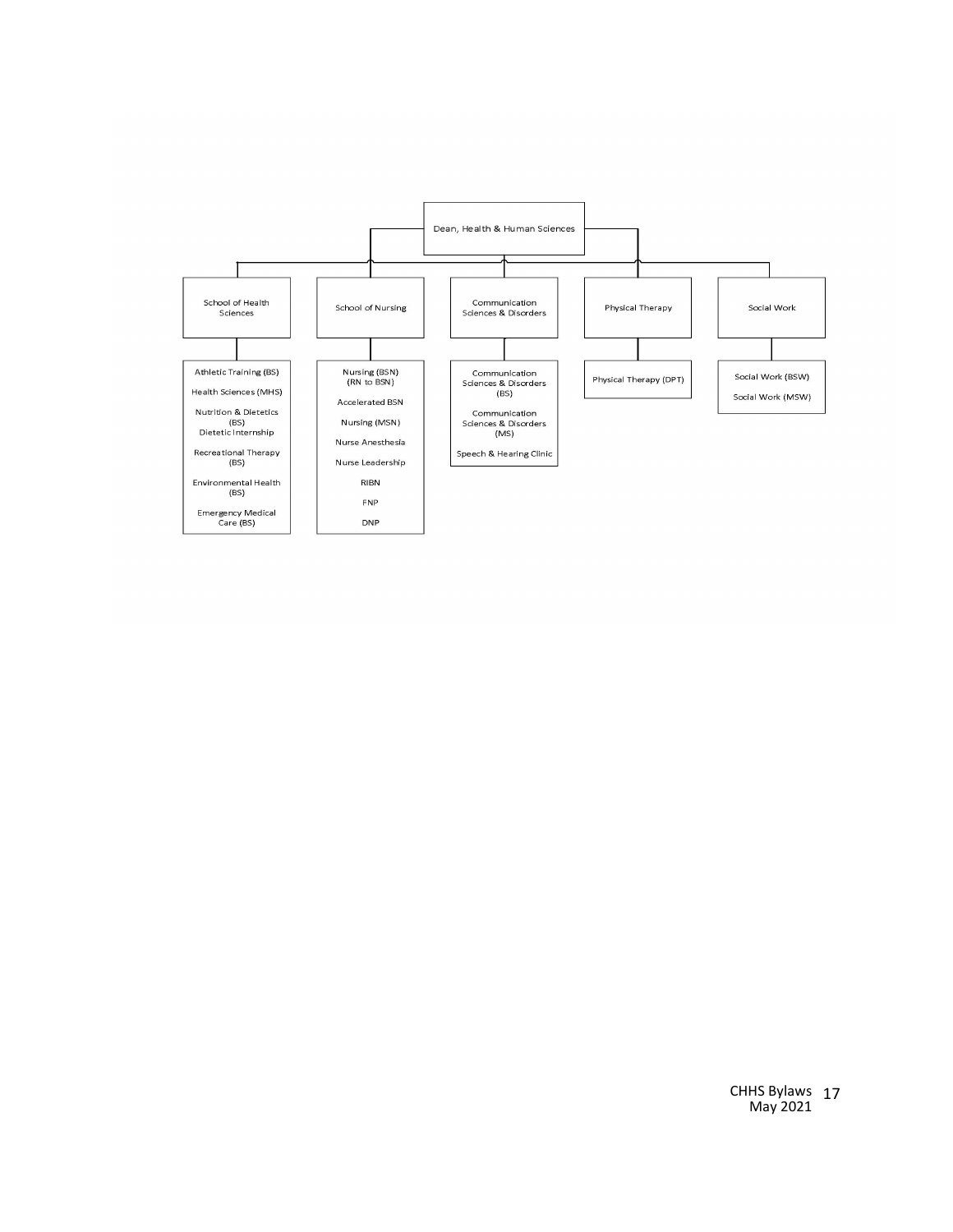Dean, Health & Human Sciences

School of Health Sciences

- Athletic Training (BS)
- Health Sciences (MHS)
- Nutrition & Dietetics (BS)
- Dietetic Internship
- Recreational Therapy (BS)
- Environmental Health (BS)
- Emergency Medical Care (BS)

School of Nursing

- Nursing (BSN) (RN to BSN)
- Accelerated BSN
- Nursing (MSN)
- Nurse Anesthesia
- Nurse Leadership
- RIBN
- FNP
- DNP

Communication Sciences & Disorders

- Communication Sciences & Disorders (BS)
- Communication Sciences & Disorders (MS)
- Speech & Hearing Clinic

Physical Therapy

- Physical Therapy (DPT)

Social Work

- Social Work (BSW)
- Social Work (MSW)